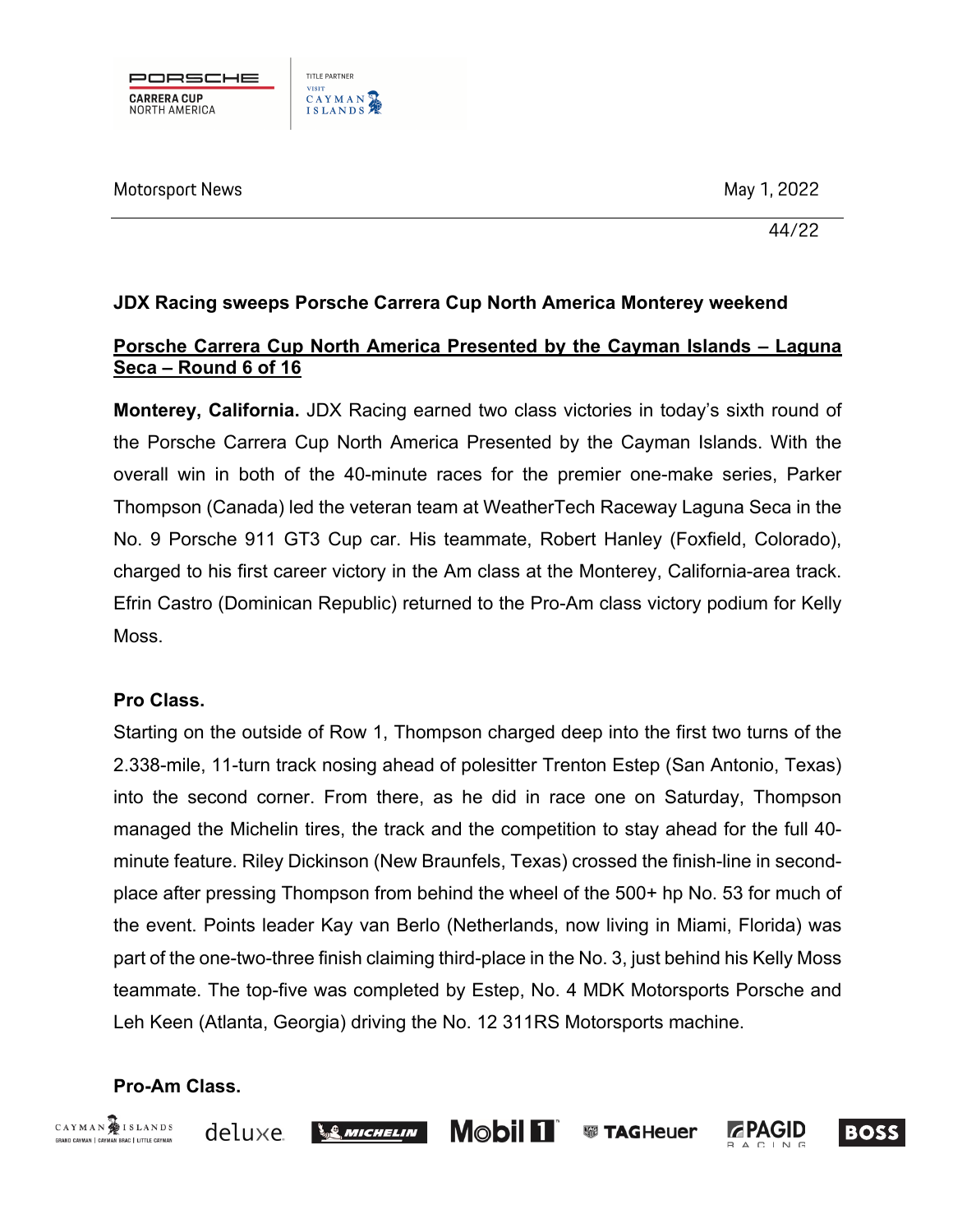Motorsport News

May 1, 2022

44/22

**JDX Racing sweeps Porsche Carrera Cup North America Monterey weekend**

**Porsche Carrera Cup North America Presented by the Cayman Islands – Laguna Seca – Round 6 of 16**

**Monterey, California.** JDX Racing earned two class victories in today's sixth round of the Porsche Carrera Cup North America Presented by the Cayman Islands. With the overall win in both of the 40-minute races for the premier one-make series, Parker Thompson (Canada) led the veteran team at WeatherTech Raceway Laguna Seca in the No. 9 Porsche 911 GT3 Cup car. His teammate, Robert Hanley (Foxfield, Colorado), charged to his first career victory in the Am class at the Monterey, California-area track. Efrin Castro (Dominican Republic) returned to the Pro-Am class victory podium for Kelly Moss.

**Pro Class.**

Starting on the outside of Row 1, Thompson charged deep into the first two turns of the 2.338-mile, 11-turn track nosing ahead of polesitter Trenton Estep (San Antonio, Texas) into the second corner. From there, as he did in race one on Saturday, Thompson managed the Michelin tires, the track and the competition to stay ahead for the full 40-minute feature. Riley Dickinson (New Braunfels, Texas) crossed the finish-line in second-place after pressing Thompson from behind the wheel of the 500+ hp No. 53 for much of the event. Points leader Kay van Berlo (Netherlands, now living in Miami, Florida) was part of the one-two-three finish claiming third-place in the No. 3, just behind his Kelly Moss teammate. The top-five was completed by Estep, No. 4 MDK Motorsports Porsche and Leh Keen (Atlanta, Georgia) driving the No. 12 311RS Motorsports machine.

**Pro-Am Class.**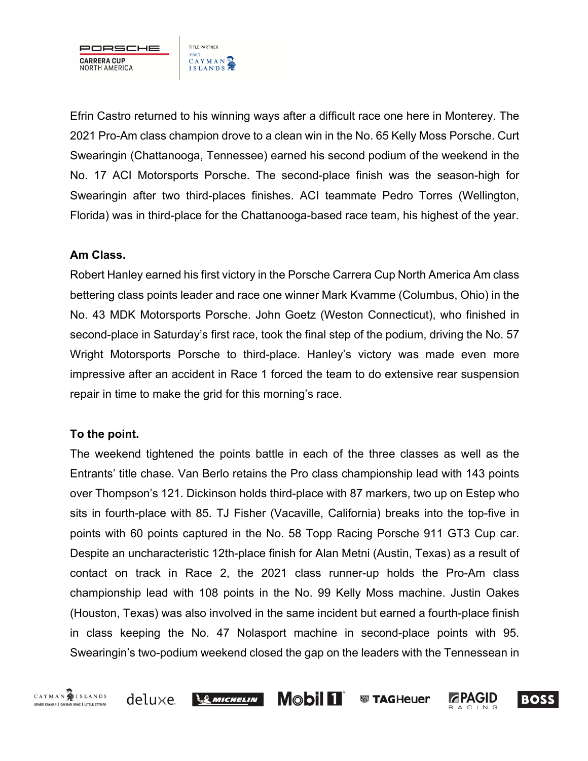Efrin Castro returned to his winning ways after a difficult race one here in Monterey. The 2021 Pro-Am class champion drove to a clean win in the No. 65 Kelly Moss Porsche. Curt Swearingin (Chattanooga, Tennessee) earned his second podium of the weekend in the No. 17 ACI Motorsports Porsche. The second-place finish was the season-high for Swearingin after two third-places finishes. ACI teammate Pedro Torres (Wellington, Florida) was in third-place for the Chattanooga-based race team, his highest of the year.

**Am Class.**

Robert Hanley earned his first victory in the Porsche Carrera Cup North America Am class bettering class points leader and race one winner Mark Kvamme (Columbus, Ohio) in the No. 43 MDK Motorsports Porsche. John Goetz (Weston Connecticut), who finished in second-place in Saturday's first race, took the final step of the podium, driving the No. 57 Wright Motorsports Porsche to third-place. Hanley's victory was made even more impressive after an accident in Race 1 forced the team to do extensive rear suspension repair in time to make the grid for this morning's race.

**To the point.**

The weekend tightened the points battle in each of the three classes as well as the Entrants' title chase. Van Berlo retains the Pro class championship lead with 143 points over Thompson's 121. Dickinson holds third-place with 87 markers, two up on Estep who sits in fourth-place with 85. TJ Fisher (Vacaville, California) breaks into the top-five in points with 60 points captured in the No. 58 Topp Racing Porsche 911 GT3 Cup car. Despite an uncharacteristic 12th-place finish for Alan Metni (Austin, Texas) as a result of contact on track in Race 2, the 2021 class runner-up holds the Pro-Am class championship lead with 108 points in the No. 99 Kelly Moss machine. Justin Oakes (Houston, Texas) was also involved in the same incident but earned a fourth-place finish in class keeping the No. 47 Nolasport machine in second-place points with 95. Swearingin's two-podium weekend closed the gap on the leaders with the Tennessean in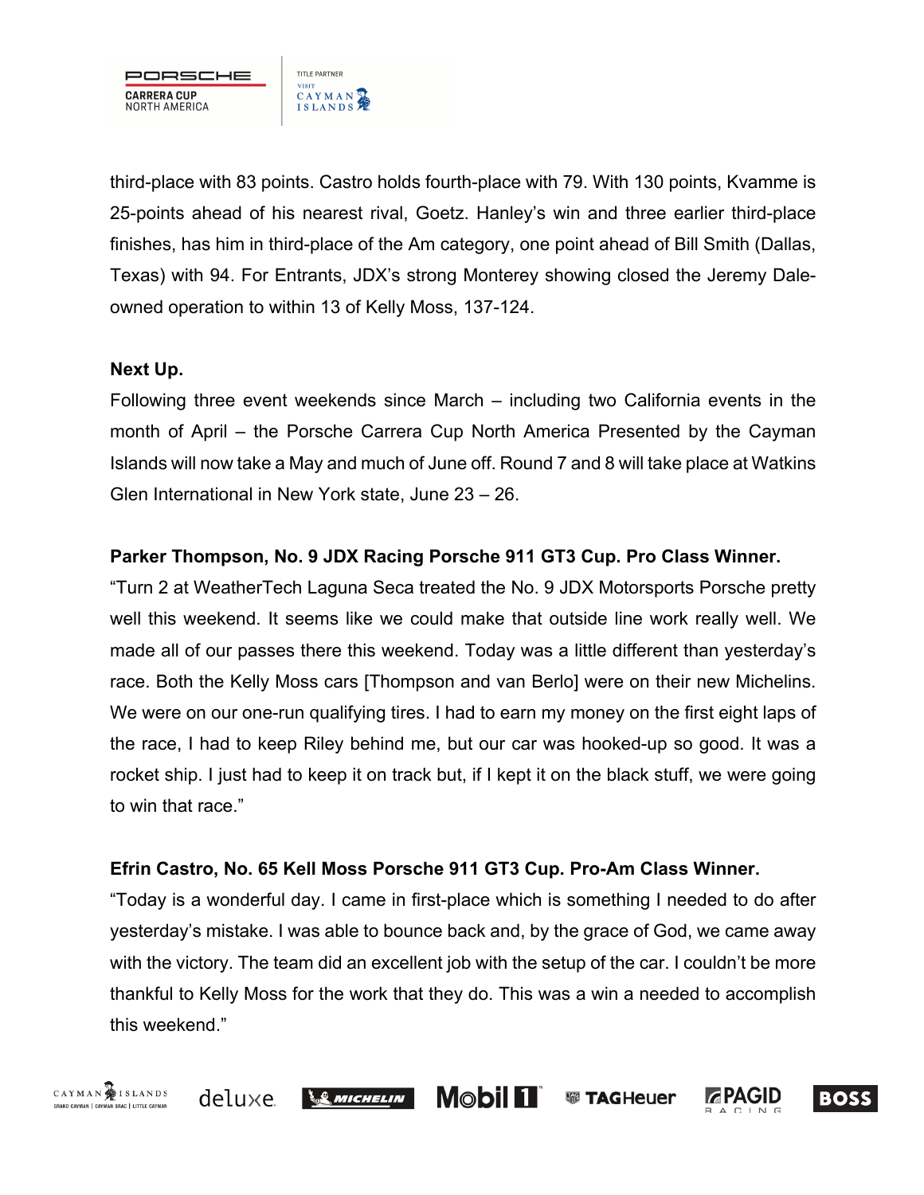third-place with 83 points. Castro holds fourth-place with 79. With 130 points, Kvamme is 25-points ahead of his nearest rival, Goetz. Hanley's win and three earlier third-place finishes, has him in third-place of the Am category, one point ahead of Bill Smith (Dallas, Texas) with 94. For Entrants, JDX's strong Monterey showing closed the Jeremy Dale-owned operation to within 13 of Kelly Moss, 137-124.

**Next Up.**

Following three event weekends since March – including two California events in the month of April – the Porsche Carrera Cup North America Presented by the Cayman Islands will now take a May and much of June off. Round 7 and 8 will take place at Watkins Glen International in New York state, June 23 – 26.

**Parker Thompson, No. 9 JDX Racing Porsche 911 GT3 Cup. Pro Class Winner.**

"Turn 2 at WeatherTech Laguna Seca treated the No. 9 JDX Motorsports Porsche pretty well this weekend. It seems like we could make that outside line work really well. We made all of our passes there this weekend. Today was a little different than yesterday's race. Both the Kelly Moss cars [Thompson and van Berlo] were on their new Michelins. We were on our one-run qualifying tires. I had to earn my money on the first eight laps of the race, I had to keep Riley behind me, but our car was hooked-up so good. It was a rocket ship. I just had to keep it on track but, if I kept it on the black stuff, we were going to win that race."

**Efrin Castro, No. 65 Kell Moss Porsche 911 GT3 Cup. Pro-Am Class Winner.**

"Today is a wonderful day. I came in first-place which is something I needed to do after yesterday's mistake. I was able to bounce back and, by the grace of God, we came away with the victory. The team did an excellent job with the setup of the car. I couldn't be more thankful to Kelly Moss for the work that they do. This was a win a needed to accomplish this weekend."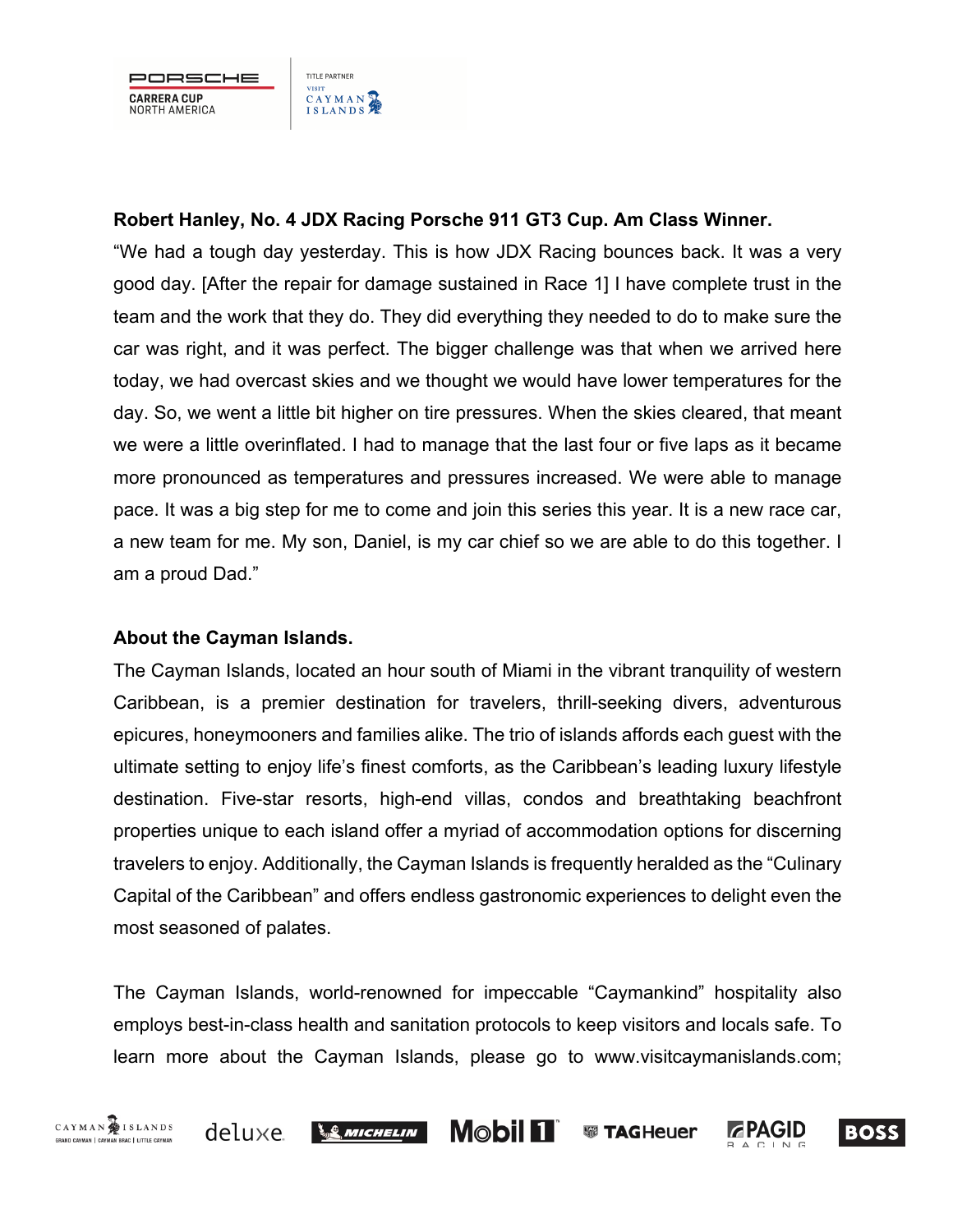**Robert Hanley, No. 4 JDX Racing Porsche 911 GT3 Cup. Am Class Winner.**

"We had a tough day yesterday. This is how JDX Racing bounces back. It was a very good day. [After the repair for damage sustained in Race 1] I have complete trust in the team and the work that they do. They did everything they needed to do to make sure the car was right, and it was perfect. The bigger challenge was that when we arrived here today, we had overcast skies and we thought we would have lower temperatures for the day. So, we went a little bit higher on tire pressures. When the skies cleared, that meant we were a little overinflated. I had to manage that the last four or five laps as it became more pronounced as temperatures and pressures increased. We were able to manage pace. It was a big step for me to come and join this series this year. It is a new race car, a new team for me. My son, Daniel, is my car chief so we are able to do this together. I am a proud Dad."

**About the Cayman Islands.**

The Cayman Islands, located an hour south of Miami in the vibrant tranquility of western Caribbean, is a premier destination for travelers, thrill-seeking divers, adventurous epicures, honeymooners and families alike. The trio of islands affords each guest with the ultimate setting to enjoy life's finest comforts, as the Caribbean's leading luxury lifestyle destination. Five-star resorts, high-end villas, condos and breathtaking beachfront properties unique to each island offer a myriad of accommodation options for discerning travelers to enjoy. Additionally, the Cayman Islands is frequently heralded as the "Culinary Capital of the Caribbean" and offers endless gastronomic experiences to delight even the most seasoned of palates.

The Cayman Islands, world-renowned for impeccable "Caymankind" hospitality also employs best-in-class health and sanitation protocols to keep visitors and locals safe. To learn more about the Cayman Islands, please go to www.visitcaymanislands.com;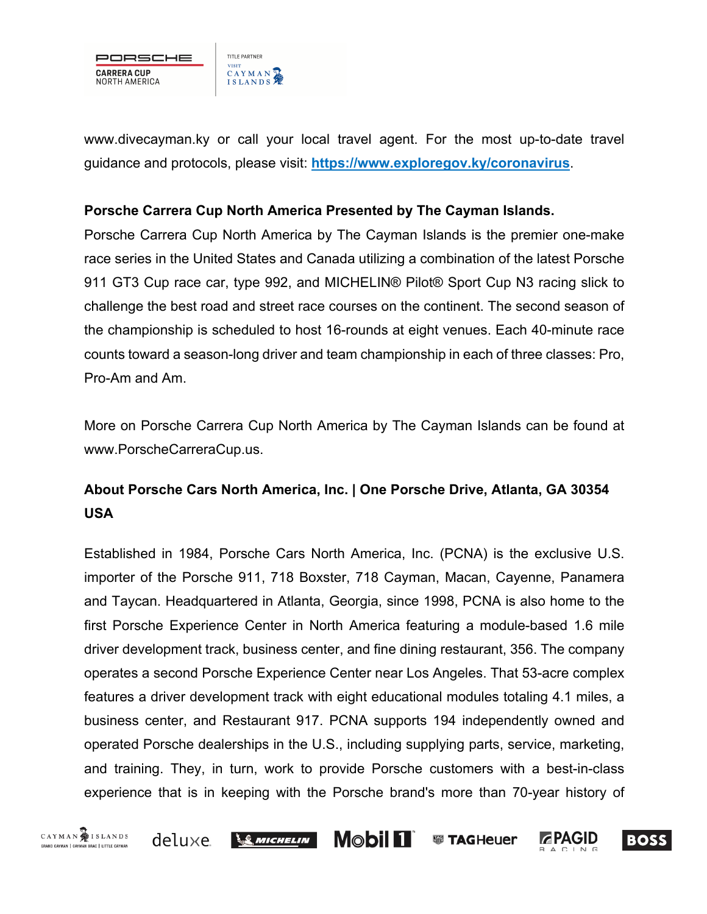www.divecayman.ky or call your local travel agent. For the most up-to-date travel guidance and protocols, please visit: **https://www.exploregov.ky/coronavirus**.

**Porsche Carrera Cup North America Presented by The Cayman Islands.**

Porsche Carrera Cup North America by The Cayman Islands is the premier one-make race series in the United States and Canada utilizing a combination of the latest Porsche 911 GT3 Cup race car, type 992, and MICHELIN® Pilot® Sport Cup N3 racing slick to challenge the best road and street race courses on the continent. The second season of the championship is scheduled to host 16-rounds at eight venues. Each 40-minute race counts toward a season-long driver and team championship in each of three classes: Pro, Pro-Am and Am.

More on Porsche Carrera Cup North America by The Cayman Islands can be found at www.PorscheCarreraCup.us.

**About Porsche Cars North America, Inc. | One Porsche Drive, Atlanta, GA 30354 USA**

Established in 1984, Porsche Cars North America, Inc. (PCNA) is the exclusive U.S. importer of the Porsche 911, 718 Boxster, 718 Cayman, Macan, Cayenne, Panamera and Taycan. Headquartered in Atlanta, Georgia, since 1998, PCNA is also home to the first Porsche Experience Center in North America featuring a module-based 1.6 mile driver development track, business center, and fine dining restaurant, 356. The company operates a second Porsche Experience Center near Los Angeles. That 53-acre complex features a driver development track with eight educational modules totaling 4.1 miles, a business center, and Restaurant 917. PCNA supports 194 independently owned and operated Porsche dealerships in the U.S., including supplying parts, service, marketing, and training. They, in turn, work to provide Porsche customers with a best-in-class experience that is in keeping with the Porsche brand's more than 70-year history of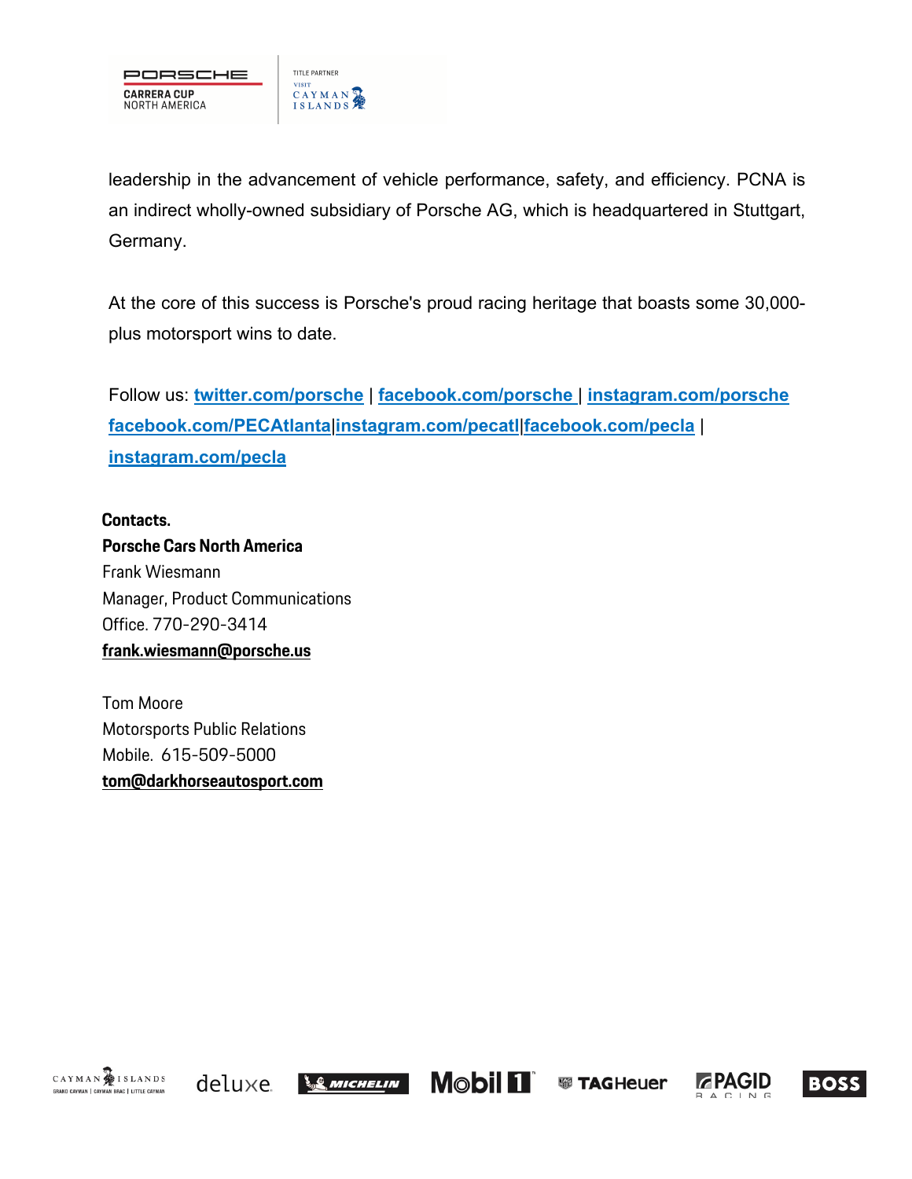leadership in the advancement of vehicle performance, safety, and efficiency. PCNA is an indirect wholly-owned subsidiary of Porsche AG, which is headquartered in Stuttgart, Germany.

At the core of this success is Porsche's proud racing heritage that boasts some 30,000-plus motorsport wins to date.

Follow us: **twitter.com/porsche** | **facebook.com/porsche** | **instagram.com/porsche** **facebook.com/PECAtlanta**|**instagram.com/pecatl**|**facebook.com/pecla** | **instagram.com/pecla**

**Contacts.**
**Porsche Cars North America**
Frank Wiesmann
Manager, Product Communications
Office. 770-290-3414
**frank.wiesmann@porsche.us**

Tom Moore
Motorsports Public Relations
Mobile. 615-509-5000
**tom@darkhorseautosport.com**